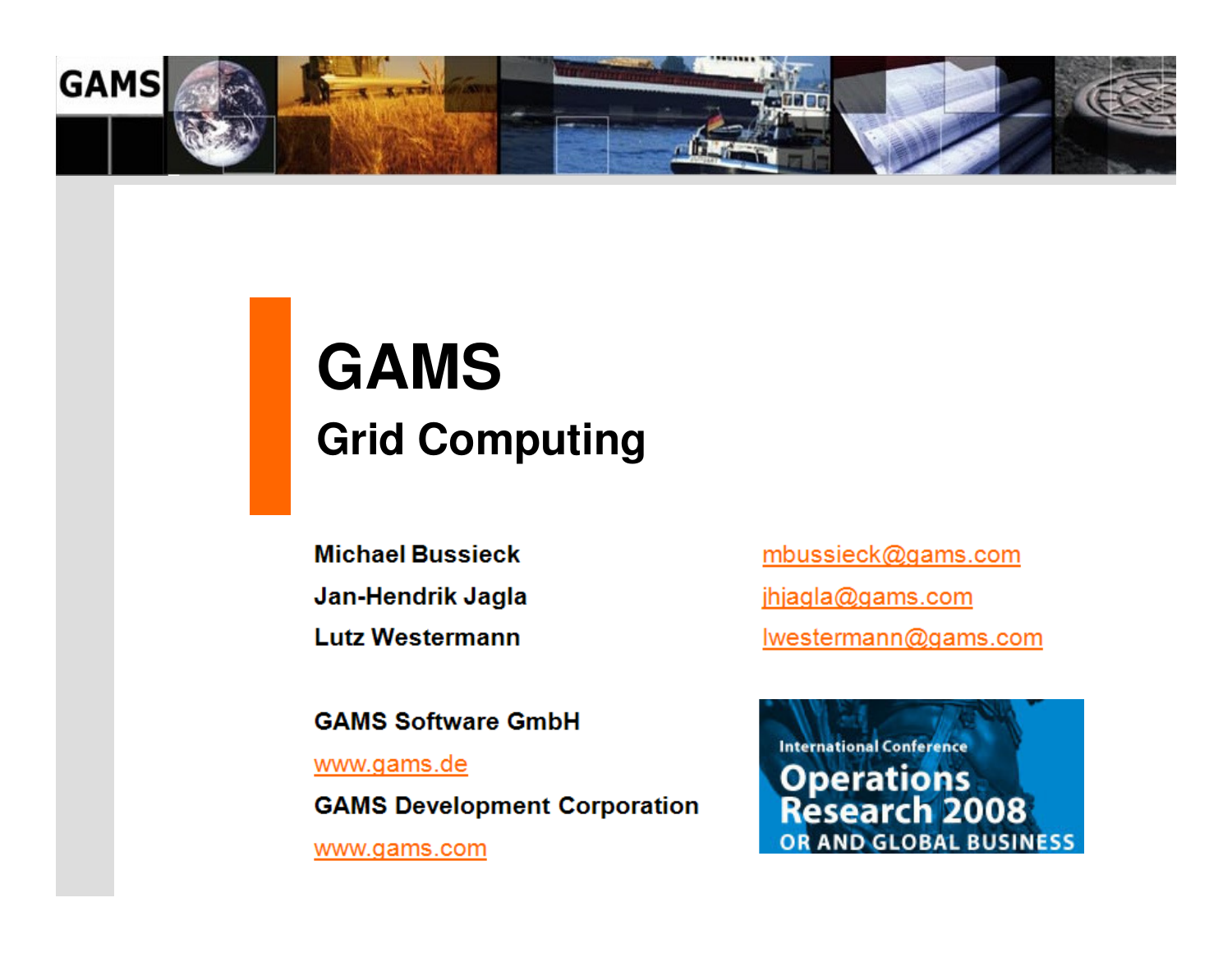# GAMS

## Grid Computing

Michael Bussieck mbussieck@gams.com

Jan-Hendrik Jagla jhjagla@gams.com

Lutz Westermann lwestermann@gams.com

GAMS Software GmbH

www.gams.de

GAMS Development Corporation

www.gams.com

International Conference
Operations Research 2008
OR AND GLOBAL BUSINESS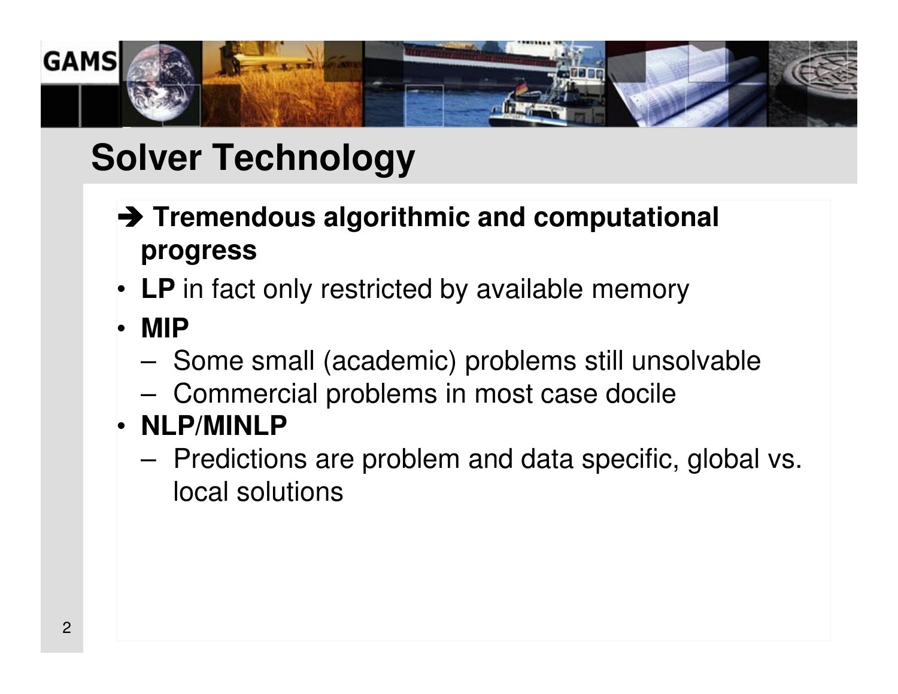# Solver Technology

➔ **Tremendous algorithmic and computational progress**

- **LP** in fact only restricted by available memory
- **MIP**
  - Some small (academic) problems still unsolvable
  - Commercial problems in most case docile
- **NLP/MINLP**
  - Predictions are problem and data specific, global vs. local solutions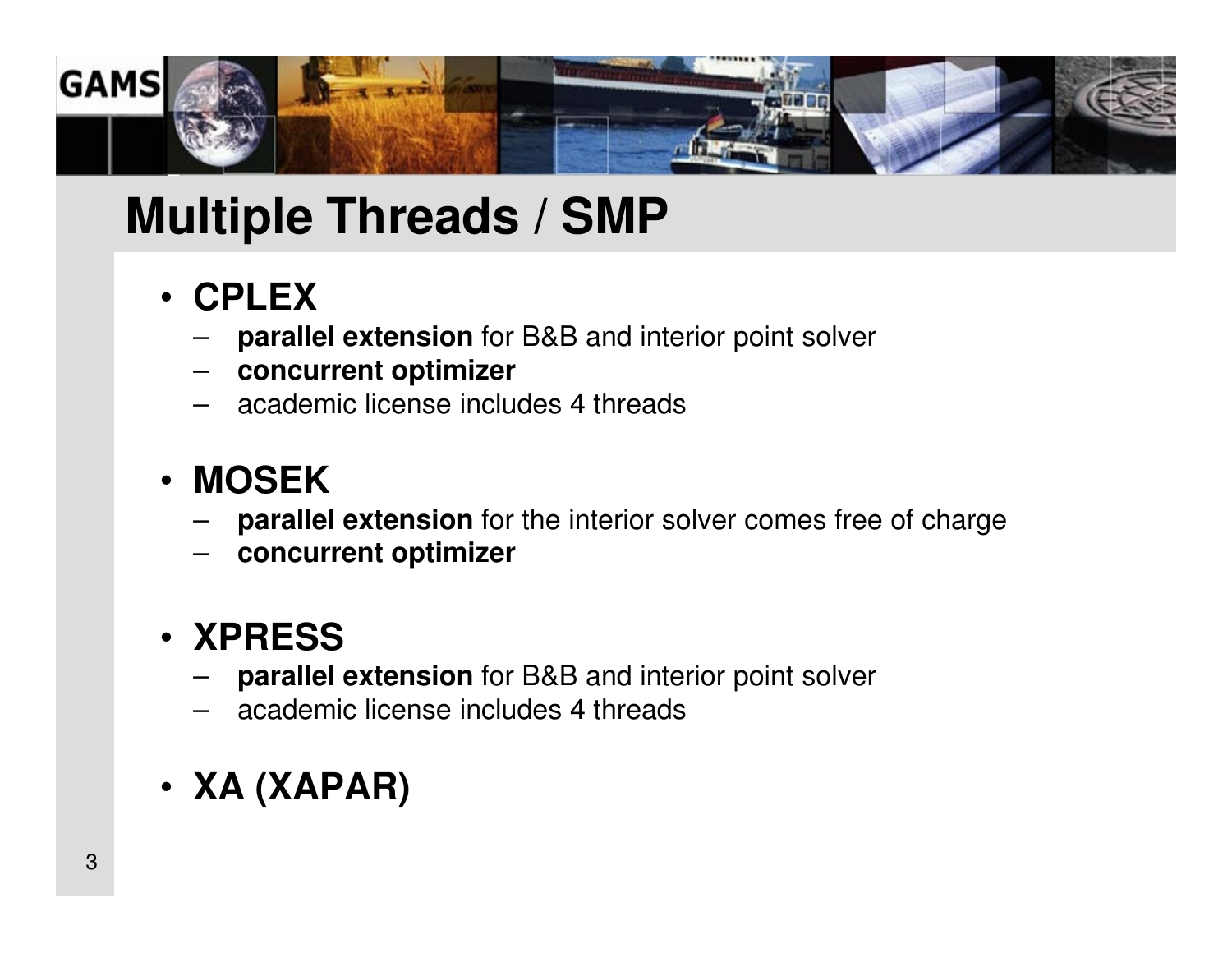# Multiple Threads / SMP

- **CPLEX**
  - **parallel extension** for B&B and interior point solver
  - **concurrent optimizer**
  - academic license includes 4 threads

- **MOSEK**
  - **parallel extension** for the interior solver comes free of charge
  - **concurrent optimizer**

- **XPRESS**
  - **parallel extension** for B&B and interior point solver
  - academic license includes 4 threads

- **XA (XAPAR)**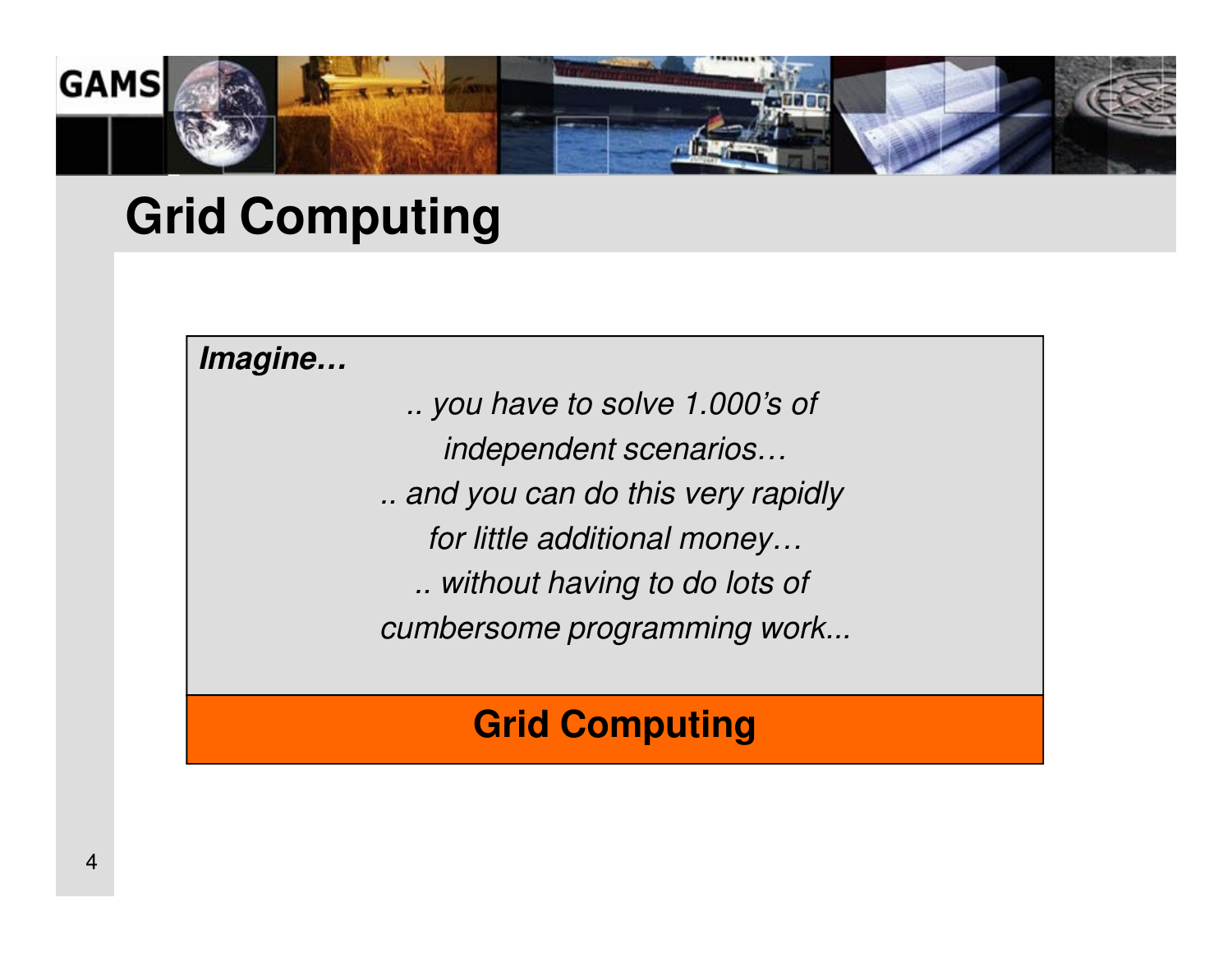# Grid Computing

***Imagine…***

*.. you have to solve 1.000's of independent scenarios…*

*.. and you can do this very rapidly for little additional money…*

*.. without having to do lots of cumbersome programming work...*

**Grid Computing**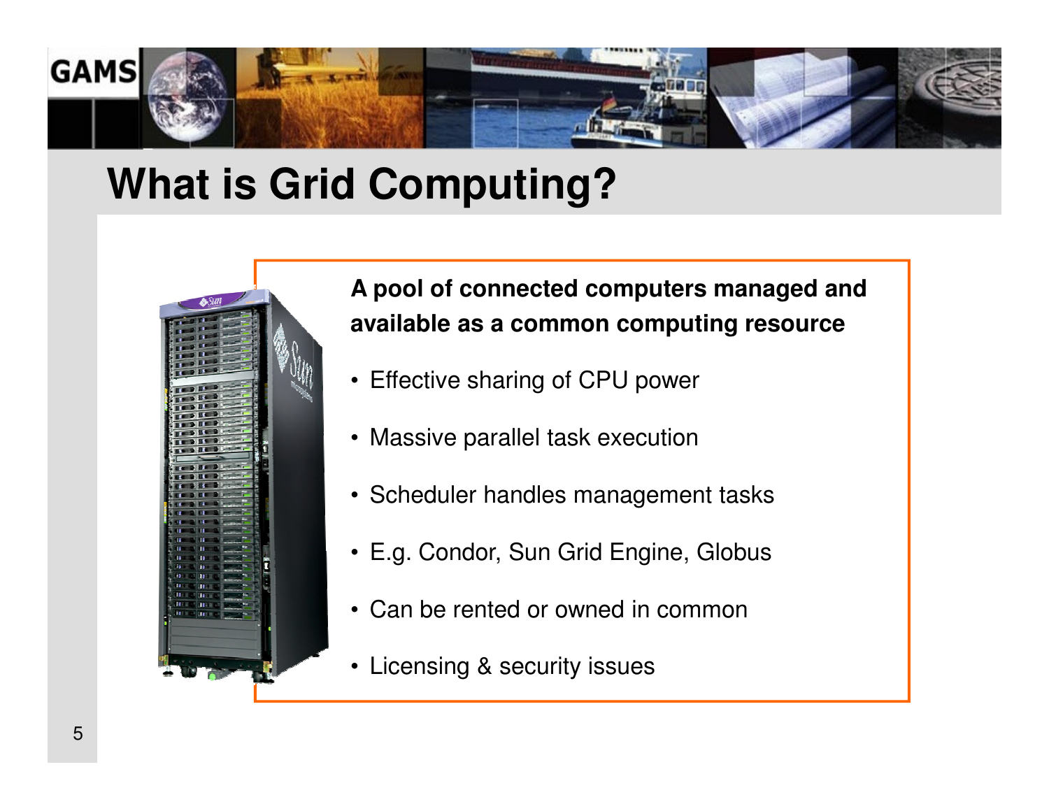# What is Grid Computing?

**A pool of connected computers managed and available as a common computing resource**

- Effective sharing of CPU power
- Massive parallel task execution
- Scheduler handles management tasks
- E.g. Condor, Sun Grid Engine, Globus
- Can be rented or owned in common
- Licensing & security issues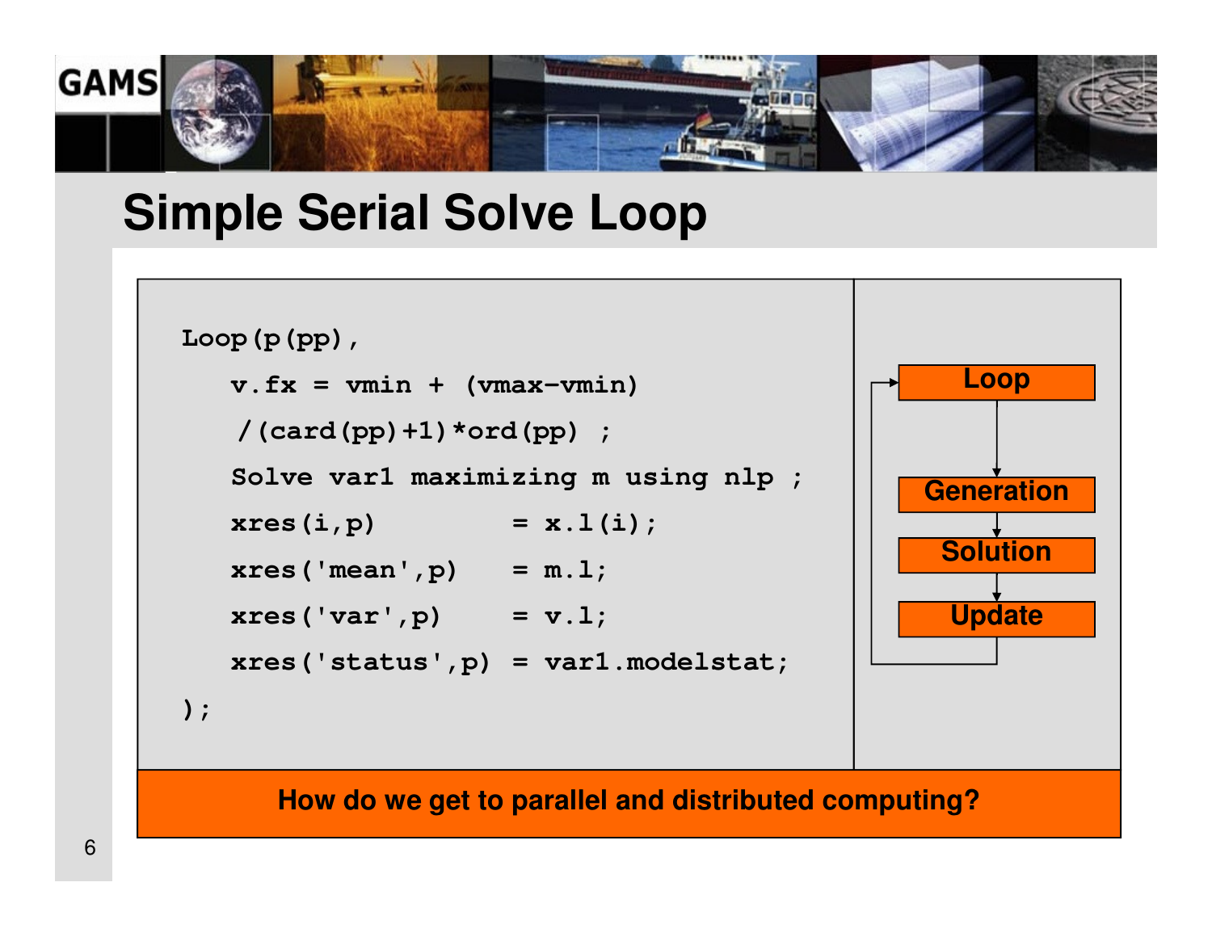# Simple Serial Solve Loop

```
Loop(p(pp),
   v.fx = vmin + (vmax-vmin)
   /(card(pp)+1)*ord(pp) ;
   Solve var1 maximizing m using nlp ;
   xres(i,p)         = x.l(i);
   xres('mean',p)    = m.l;
   xres('var',p)     = v.l;
   xres('status',p) = var1.modelstat;
);
```

Loop → Generation → Solution → Update → (back to Loop)

**How do we get to parallel and distributed computing?**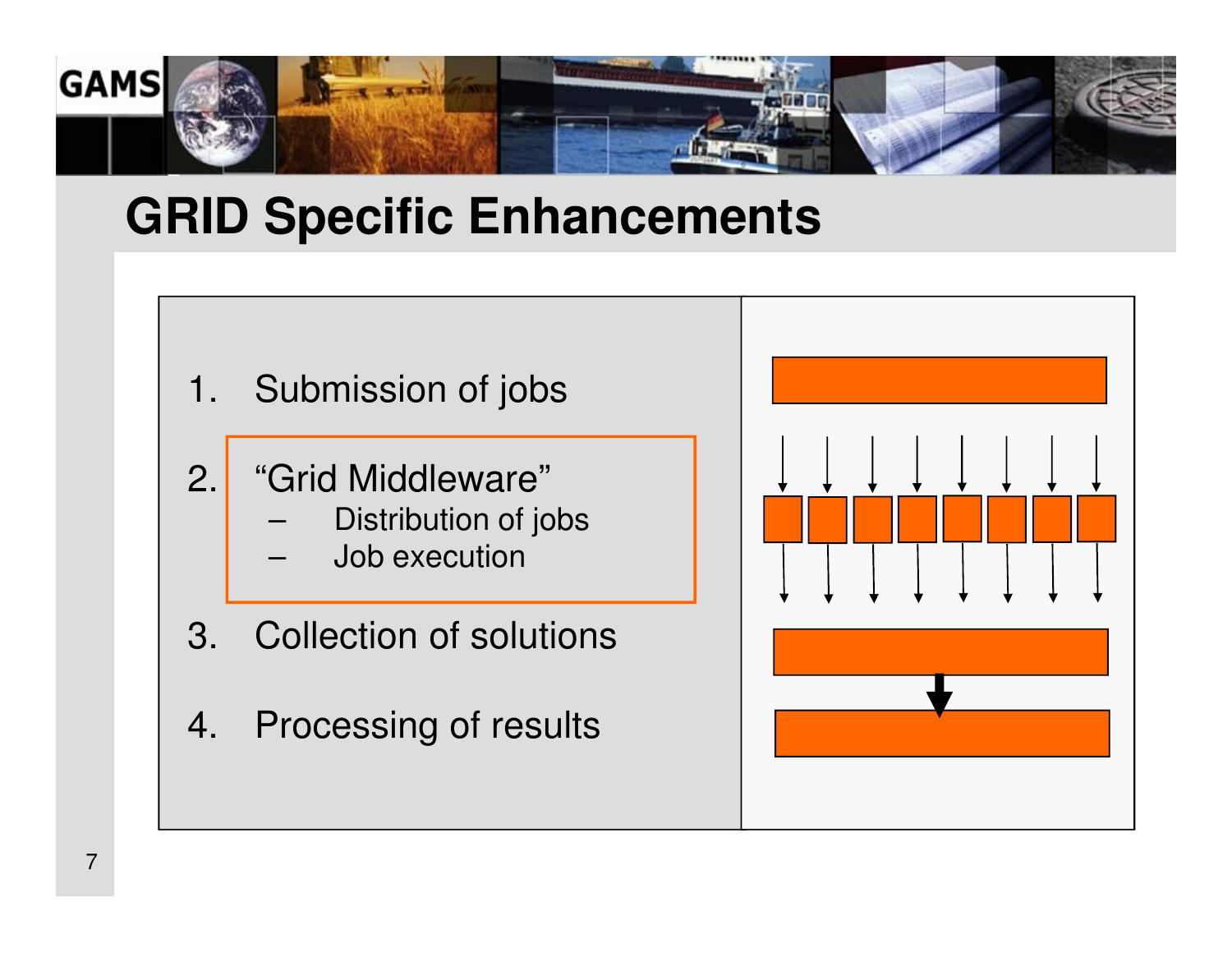# GRID Specific Enhancements

1. Submission of jobs
2. “Grid Middleware”
   - Distribution of jobs
   - Job execution
3. Collection of solutions
4. Processing of results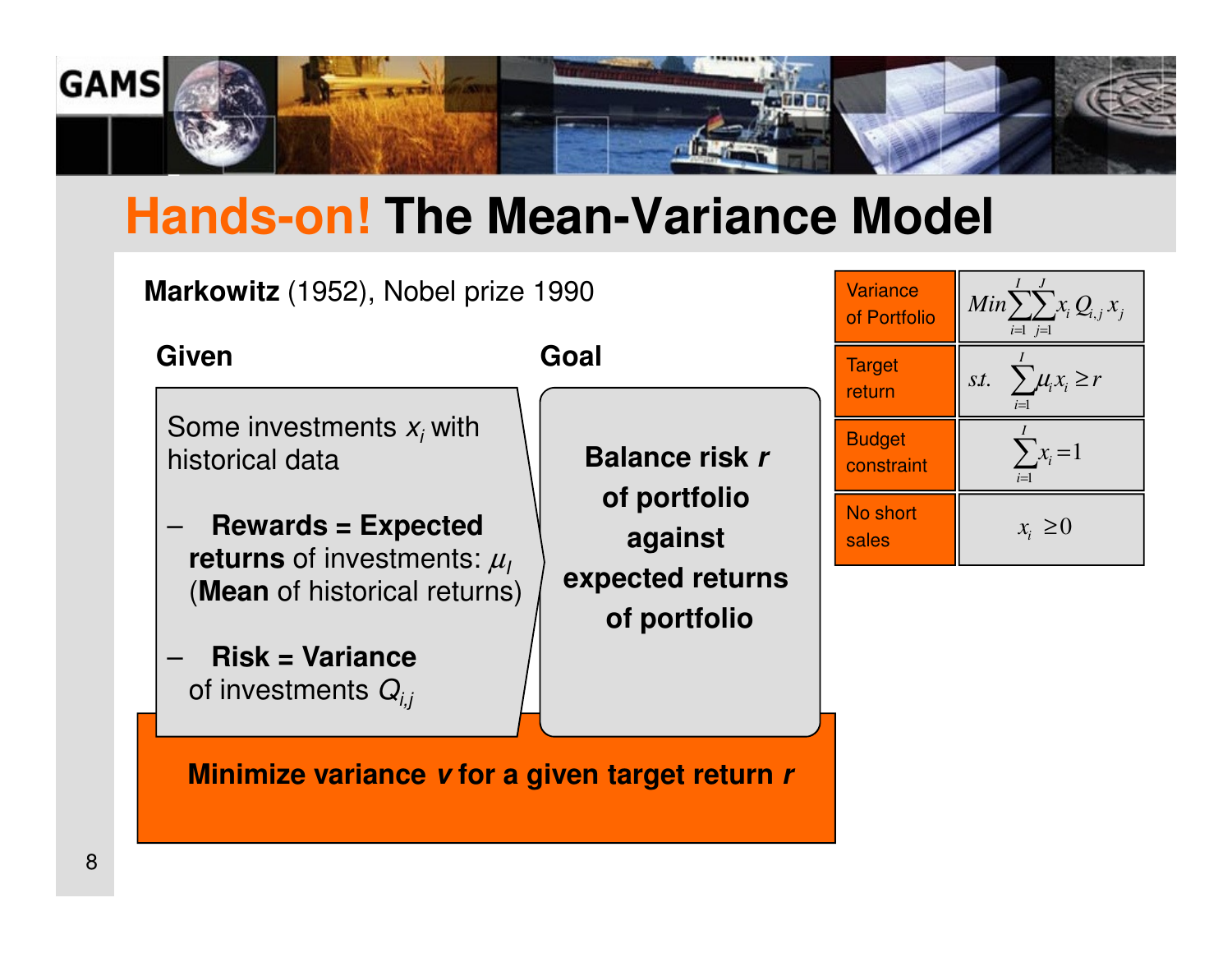# Hands-on! The Mean-Variance Model

**Markowitz** (1952), Nobel prize 1990

**Given**

Some investments $x_i$ with historical data

- **Rewards = Expected returns** of investments: $\mu_I$ (**Mean** of historical returns)
- **Risk = Variance** of investments $Q_{i,j}$

**Goal**

**Balance risk *r* of portfolio against expected returns of portfolio**

**Minimize variance *v* for a given target return *r***

| | |
|---|---|
| Variance of Portfolio | $Min \sum_{i=1}^{I} \sum_{j=1}^{J} x_i Q_{i,j} x_j$ |
| Target return | $s.t. \quad \sum_{i=1}^{I} \mu_i x_i \geq r$ |
| Budget constraint | $\sum_{i=1}^{I} x_i = 1$ |
| No short sales | $x_i \geq 0$ |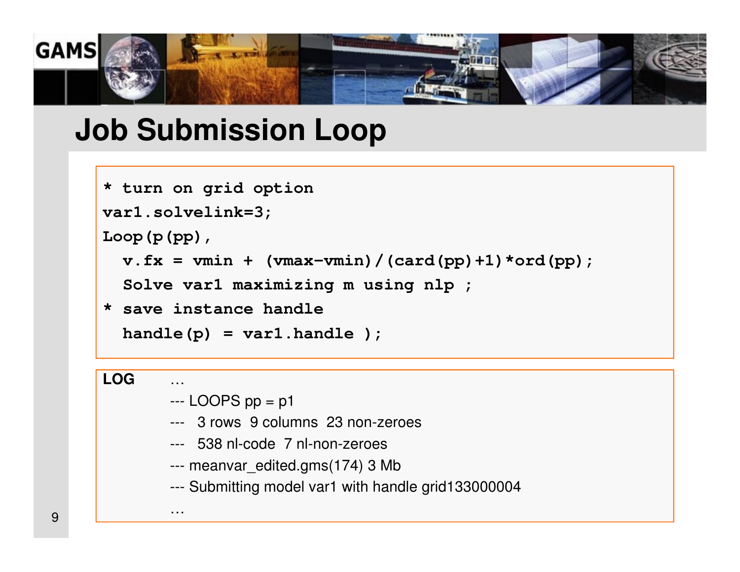# Job Submission Loop

```
* turn on grid option
var1.solvelink=3;
Loop(p(pp),
  v.fx = vmin + (vmax-vmin)/(card(pp)+1)*ord(pp);
  Solve var1 maximizing m using nlp ;
* save instance handle
  handle(p) = var1.handle );
```

```
LOG   …
      --- LOOPS pp = p1
      ---   3 rows  9 columns  23 non-zeroes
      ---   538 nl-code  7 nl-non-zeroes
      --- meanvar_edited.gms(174) 3 Mb
      --- Submitting model var1 with handle grid133000004
      …
```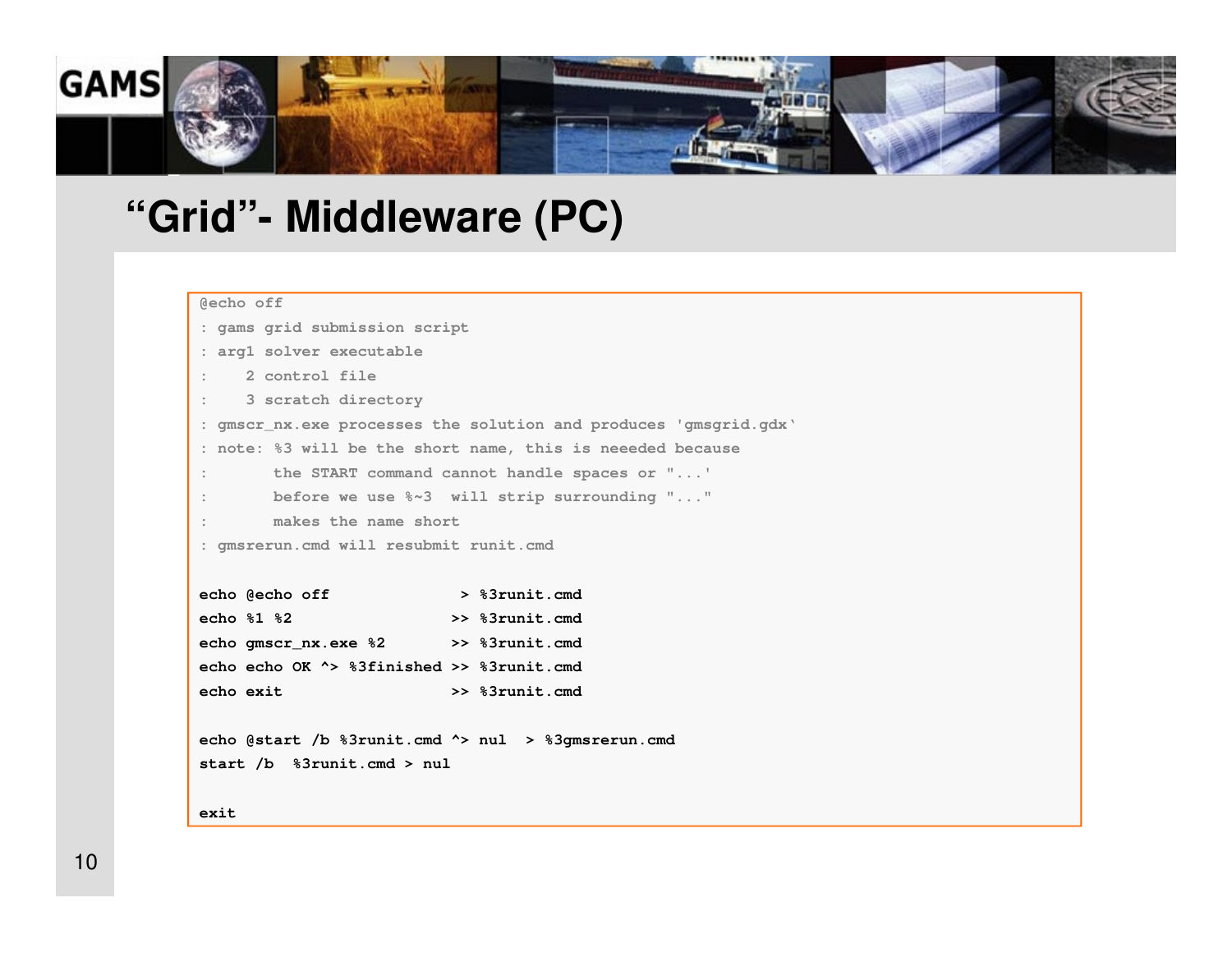# "Grid"- Middleware (PC)

```
@echo off
: gams grid submission script
: arg1 solver executable
:    2 control file
:    3 scratch directory
: gmscr_nx.exe processes the solution and produces 'gmsgrid.gdx'
: note: %3 will be the short name, this is neeeded because
:       the START command cannot handle spaces or "...'
:       before we use %~3  will strip surrounding "..."
:       makes the name short
: gmsrerun.cmd will resubmit runit.cmd

echo @echo off              > %3runit.cmd
echo %1 %2                 >> %3runit.cmd
echo gmscr_nx.exe %2       >> %3runit.cmd
echo echo OK ^> %3finished >> %3runit.cmd
echo exit                  >> %3runit.cmd

echo @start /b %3runit.cmd ^> nul  > %3gmsrerun.cmd
start /b  %3runit.cmd > nul

exit
```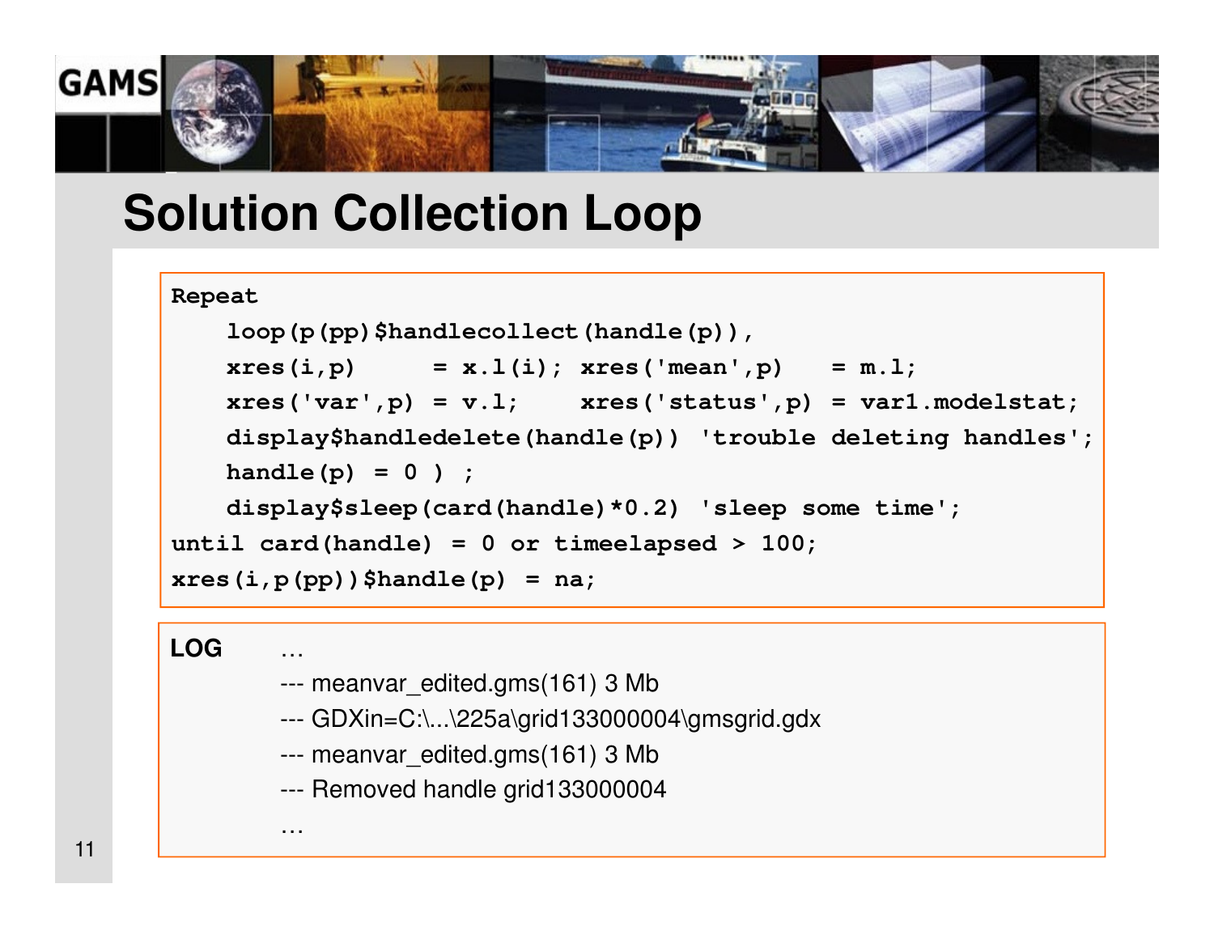# Solution Collection Loop

```
Repeat
    loop(p(pp)$handlecollect(handle(p)),
    xres(i,p)     = x.l(i); xres('mean',p)   = m.l;
    xres('var',p) = v.l;    xres('status',p) = var1.modelstat;
    display$handledelete(handle(p)) 'trouble deleting handles';
    handle(p) = 0 ) ;
    display$sleep(card(handle)*0.2) 'sleep some time';
until card(handle) = 0 or timeelapsed > 100;
xres(i,p(pp))$handle(p) = na;
```

**LOG**

```
…
--- meanvar_edited.gms(161) 3 Mb
--- GDXin=C:\...\225a\grid133000004\gmsgrid.gdx
--- meanvar_edited.gms(161) 3 Mb
--- Removed handle grid133000004
…
```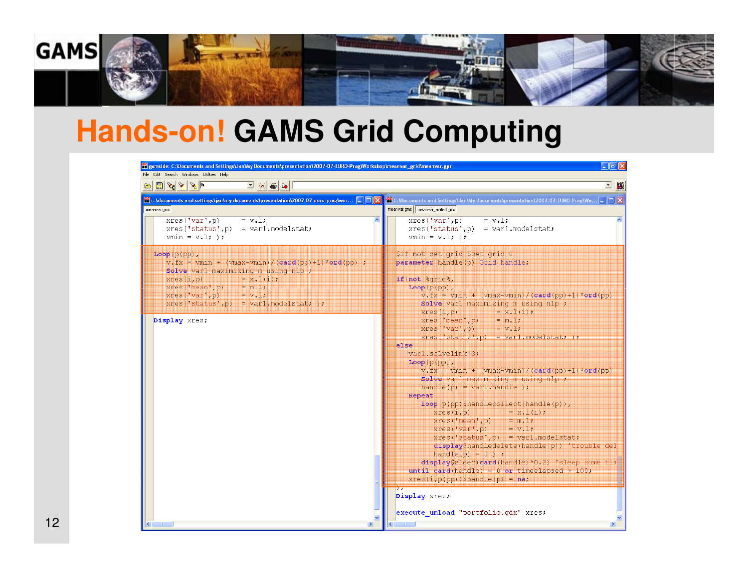# Hands-on! GAMS Grid Computing

gamside: C:\Documents and Settings\Jan\My Documents\presentation\2007-07-EURO-Prag\Workshop\meanvar_grid\meanvar.gpr

meanvar.gms

```
    xres('var',p)      = v.l;
    xres('status',p)  = var1.modelstat;
    vmin = v.l; );

Loop(p(pp),
    v.fx = vmin + (vmax-vmin)/(card(pp)+1)*ord(pp) ;
    Solve var1 maximizing m using nlp ;
    xres(i,p)          = x.l(i);
    xres('mean',p)     = m.l;
    xres('var',p)      = v.l;
    xres('status',p)   = var1.modelstat; );

Display xres;
```

meanvar_edited.gms

```
    xres('var',p)      = v.l;
    xres('status',p)  = var1.modelstat;
    vmin = v.l; );

$if not set grid $set grid 0
parameter handle(p) Grid handle;

if(not %grid%,
   Loop(p(pp),
      v.fx = vmin + (vmax-vmin)/(card(pp)+1)*ord(pp)
      Solve var1 maximizing m using nlp ;
      xres(i,p)          = x.l(i);
      xres('mean',p)     = m.l;
      xres('var',p)      = v.l;
      xres('status',p)   = var1.modelstat; );
else
   var1.solvelink=3;
   Loop(p(pp),
      v.fx = vmin + (vmax-vmin)/(card(pp)+1)*ord(pp)
      Solve var1 maximizing m using nlp ;
      handle(p) = var1.handle );
   Repeat
      loop(p(pp)$handlecollect(handle(p)),
         xres(i,p)          = x.l(i);
         xres('mean',p)     = m.l;
         xres('var',p)      = v.l;
         xres('status',p)   = var1.modelstat;
         display$handledelete(handle(p)) 'trouble del
         handle(p) = 0 ) ;
      display$sleep(card(handle)*0.2) 'sleep some tin
   until card(handle) = 0 or timeelapsed > 100;
   xres(i,p(pp))$handle(p) = na;
);
Display xres;

execute_unload "portfolio.gdx" xres;
```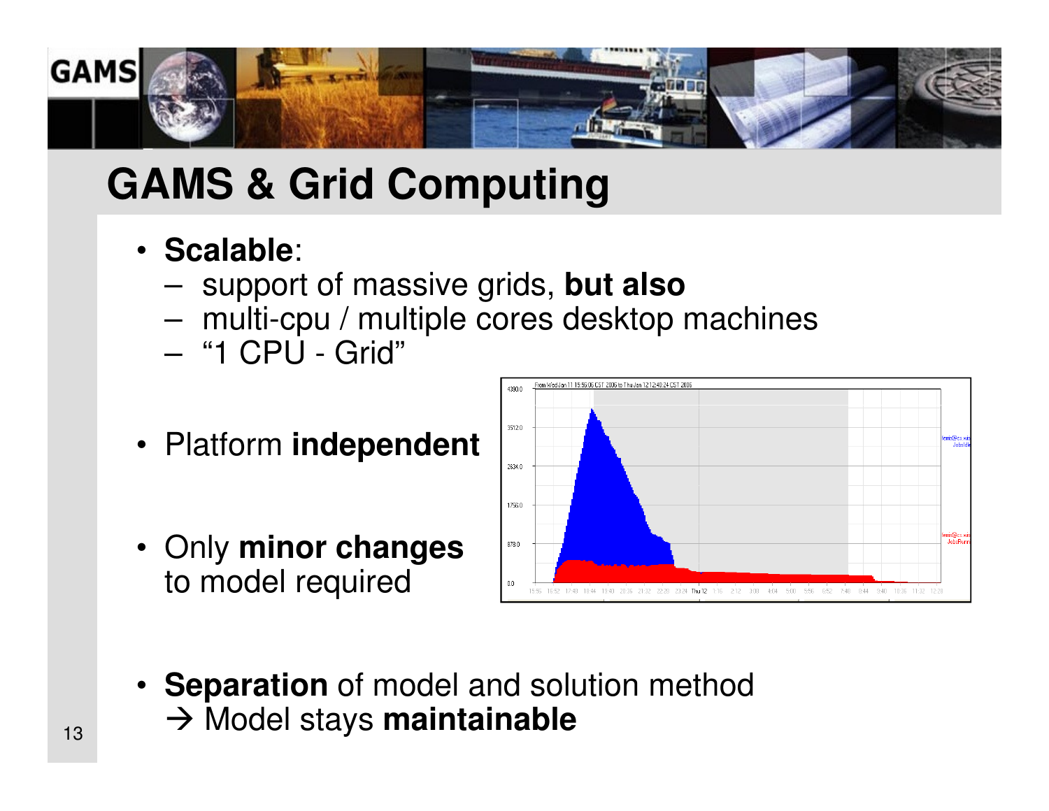# GAMS & Grid Computing

- **Scalable**:
  – support of massive grids, **but also**
  – multi-cpu / multiple cores desktop machines
  – “1 CPU - Grid”

- Platform **independent**

- Only **minor changes** to model required

- **Separation** of model and solution method → Model stays **maintainable**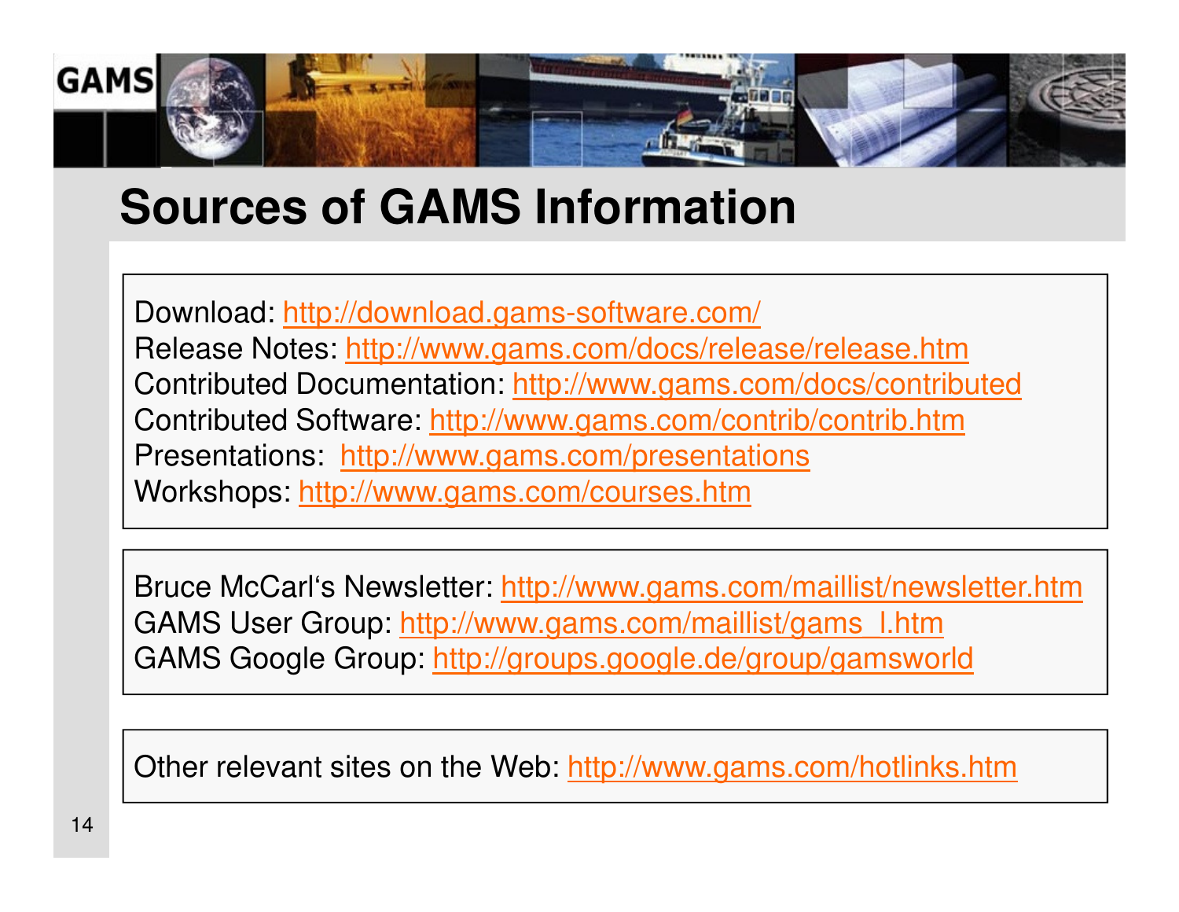# Sources of GAMS Information

Download: http://download.gams-software.com/
Release Notes: http://www.gams.com/docs/release/release.htm
Contributed Documentation: http://www.gams.com/docs/contributed
Contributed Software: http://www.gams.com/contrib/contrib.htm
Presentations: http://www.gams.com/presentations
Workshops: http://www.gams.com/courses.htm

Bruce McCarl's Newsletter: http://www.gams.com/maillist/newsletter.htm
GAMS User Group: http://www.gams.com/maillist/gams_l.htm
GAMS Google Group: http://groups.google.de/group/gamsworld

Other relevant sites on the Web: http://www.gams.com/hotlinks.htm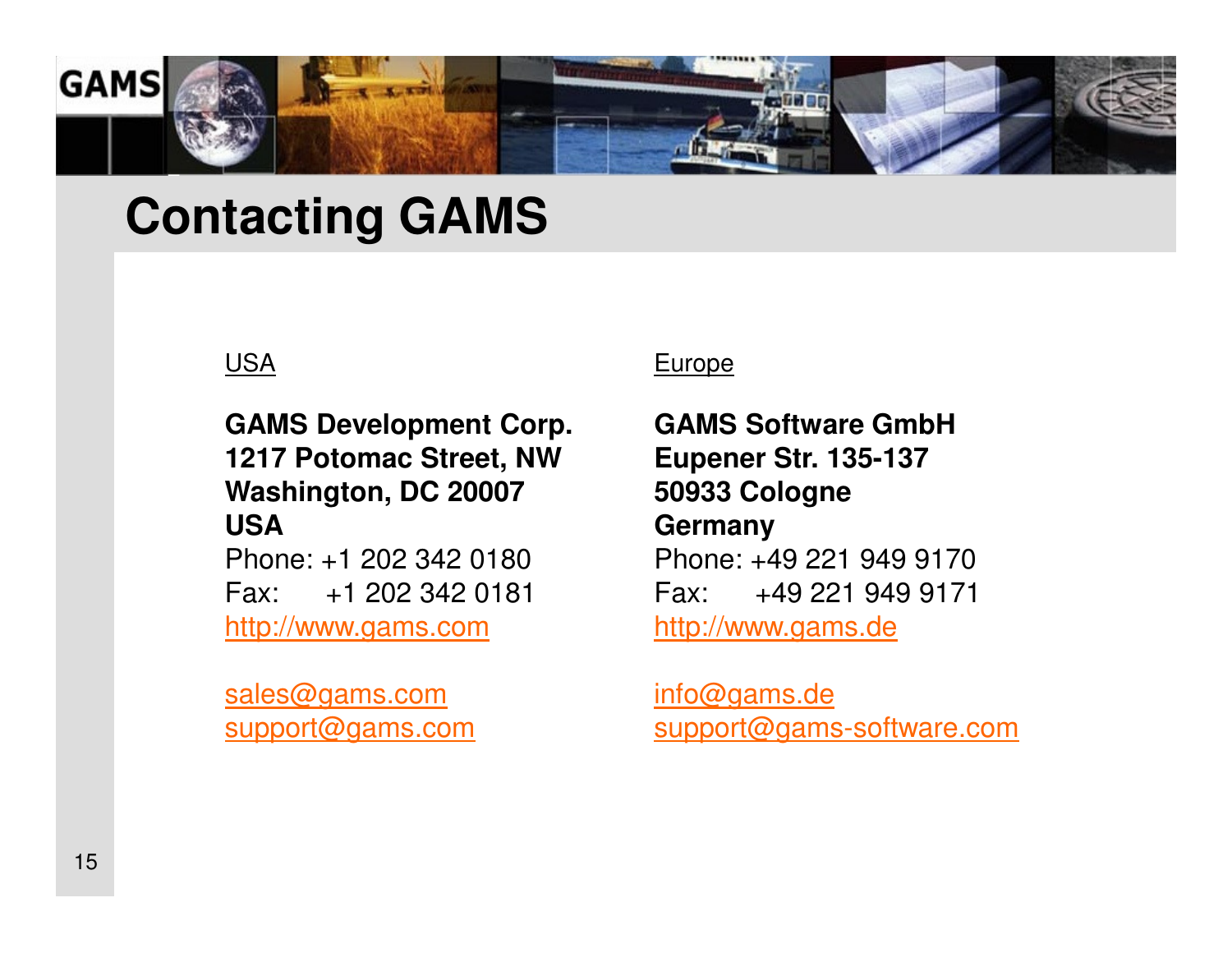# Contacting GAMS

USA

**GAMS Development Corp.**
**1217 Potomac Street, NW**
**Washington, DC 20007**
**USA**
Phone: +1 202 342 0180
Fax: +1 202 342 0181
http://www.gams.com

sales@gams.com
support@gams.com

Europe

**GAMS Software GmbH**
**Eupener Str. 135-137**
**50933 Cologne**
**Germany**
Phone: +49 221 949 9170
Fax: +49 221 949 9171
http://www.gams.de

info@gams.de
support@gams-software.com